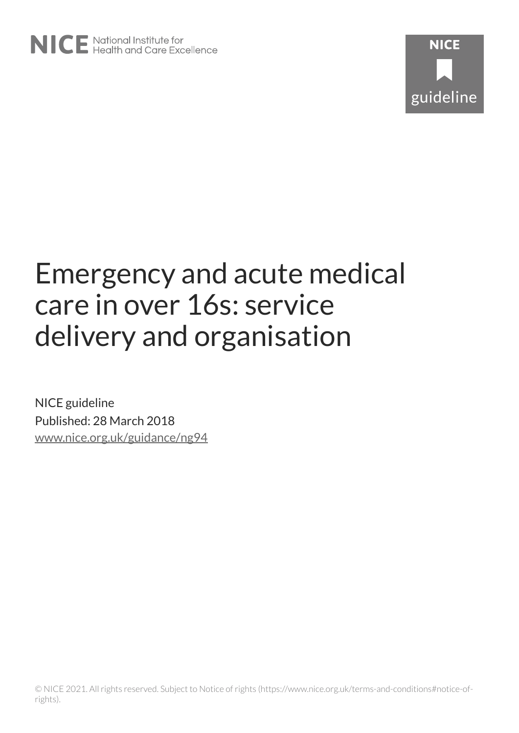NICE National Institute for Health and Care Excellence

NICE guideline

# Emergency and acute medical care in over 16s: service delivery and organisation

NICE guideline

Published: 28 March 2018

[www.nice.org.uk/guidance/ng94](www.nice.org.uk/guidance/ng94)

© NICE 2021. All rights reserved. Subject to Notice of rights (https://www.nice.org.uk/terms-and-conditions#notice-of-rights).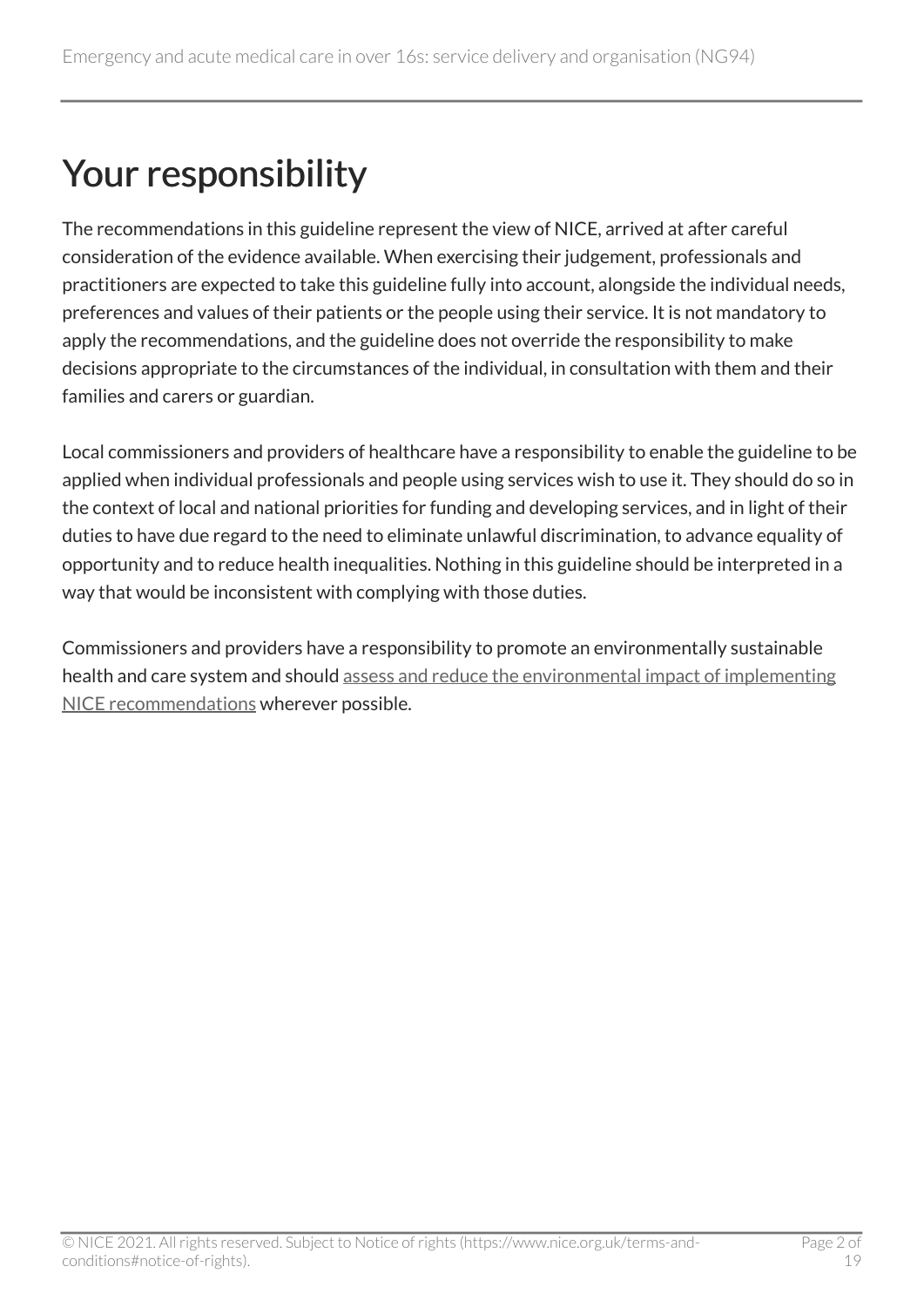# Your responsibility

The recommendations in this guideline represent the view of NICE, arrived at after careful consideration of the evidence available. When exercising their judgement, professionals and practitioners are expected to take this guideline fully into account, alongside the individual needs, preferences and values of their patients or the people using their service. It is not mandatory to apply the recommendations, and the guideline does not override the responsibility to make decisions appropriate to the circumstances of the individual, in consultation with them and their families and carers or guardian.

Local commissioners and providers of healthcare have a responsibility to enable the guideline to be applied when individual professionals and people using services wish to use it. They should do so in the context of local and national priorities for funding and developing services, and in light of their duties to have due regard to the need to eliminate unlawful discrimination, to advance equality of opportunity and to reduce health inequalities. Nothing in this guideline should be interpreted in a way that would be inconsistent with complying with those duties.

Commissioners and providers have a responsibility to promote an environmentally sustainable health and care system and should assess and reduce the environmental impact of implementing NICE recommendations wherever possible.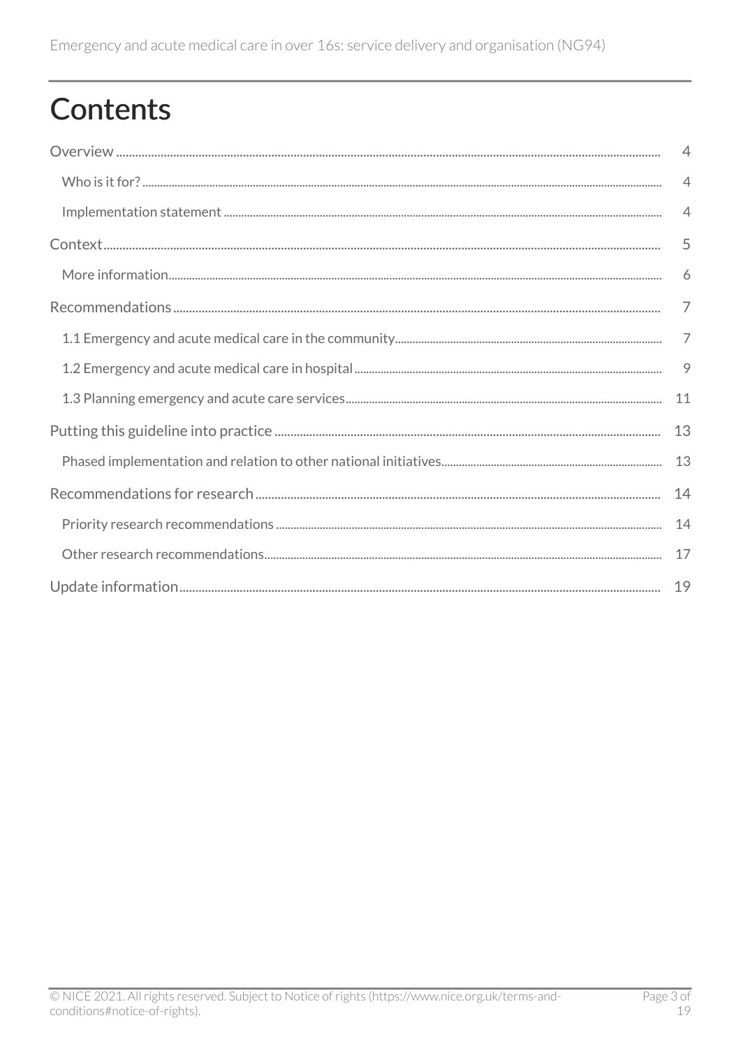# Contents

Overview .......... 4

- Who is it for? .......... 4
- Implementation statement .......... 4

Context .......... 5

- More information .......... 6

Recommendations .......... 7

- 1.1 Emergency and acute medical care in the community .......... 7
- 1.2 Emergency and acute medical care in hospital .......... 9
- 1.3 Planning emergency and acute care services .......... 11

Putting this guideline into practice .......... 13

- Phased implementation and relation to other national initiatives .......... 13

Recommendations for research .......... 14

- Priority research recommendations .......... 14
- Other research recommendations .......... 17

Update information .......... 19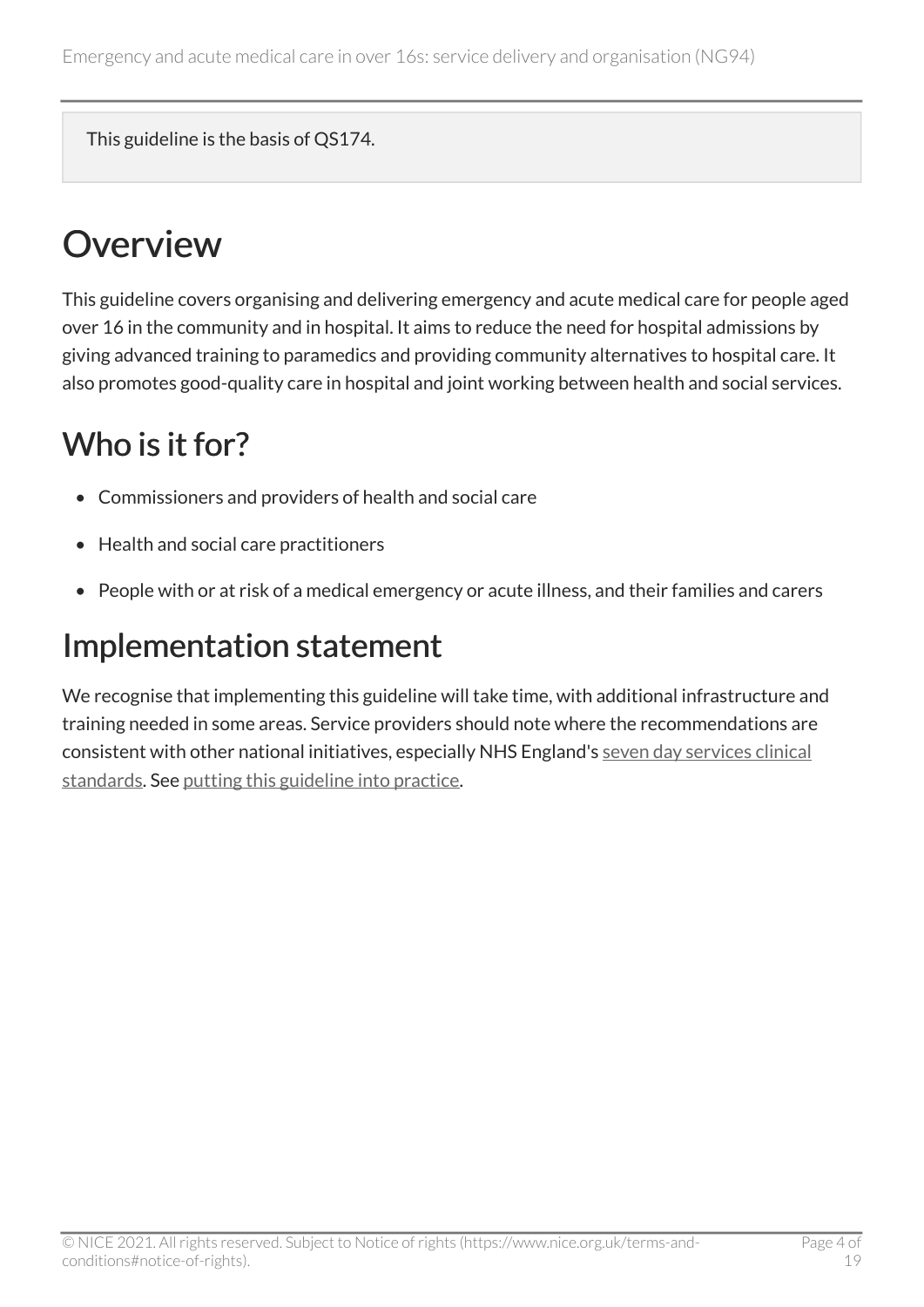This guideline is the basis of QS174.

# Overview

This guideline covers organising and delivering emergency and acute medical care for people aged over 16 in the community and in hospital. It aims to reduce the need for hospital admissions by giving advanced training to paramedics and providing community alternatives to hospital care. It also promotes good-quality care in hospital and joint working between health and social services.

## Who is it for?

- Commissioners and providers of health and social care
- Health and social care practitioners
- People with or at risk of a medical emergency or acute illness, and their families and carers

## Implementation statement

We recognise that implementing this guideline will take time, with additional infrastructure and training needed in some areas. Service providers should note where the recommendations are consistent with other national initiatives, especially NHS England's seven day services clinical standards. See putting this guideline into practice.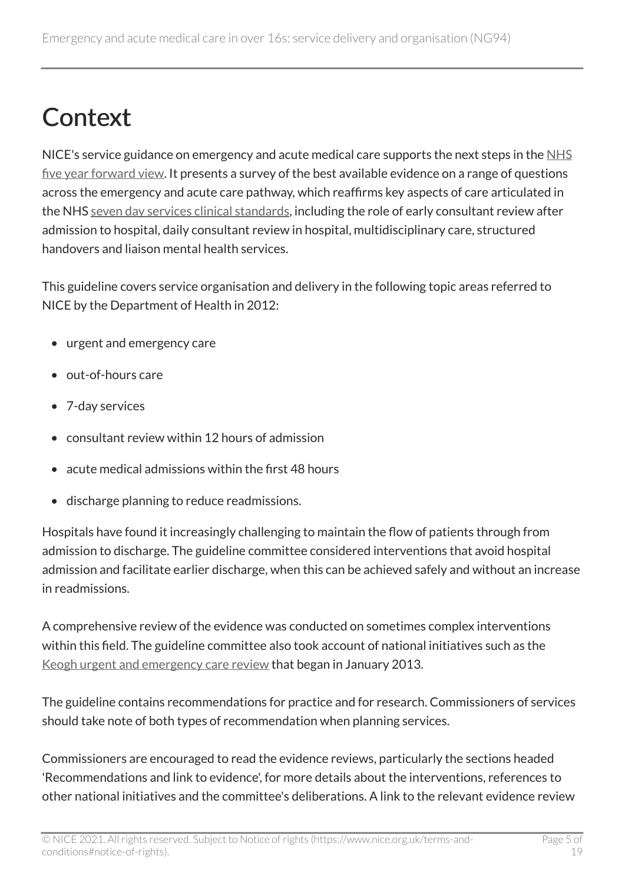# Context

NICE's service guidance on emergency and acute medical care supports the next steps in the NHS five year forward view. It presents a survey of the best available evidence on a range of questions across the emergency and acute care pathway, which reaffirms key aspects of care articulated in the NHS seven day services clinical standards, including the role of early consultant review after admission to hospital, daily consultant review in hospital, multidisciplinary care, structured handovers and liaison mental health services.

This guideline covers service organisation and delivery in the following topic areas referred to NICE by the Department of Health in 2012:

- urgent and emergency care
- out-of-hours care
- 7-day services
- consultant review within 12 hours of admission
- acute medical admissions within the first 48 hours
- discharge planning to reduce readmissions.

Hospitals have found it increasingly challenging to maintain the flow of patients through from admission to discharge. The guideline committee considered interventions that avoid hospital admission and facilitate earlier discharge, when this can be achieved safely and without an increase in readmissions.

A comprehensive review of the evidence was conducted on sometimes complex interventions within this field. The guideline committee also took account of national initiatives such as the Keogh urgent and emergency care review that began in January 2013.

The guideline contains recommendations for practice and for research. Commissioners of services should take note of both types of recommendation when planning services.

Commissioners are encouraged to read the evidence reviews, particularly the sections headed 'Recommendations and link to evidence', for more details about the interventions, references to other national initiatives and the committee's deliberations. A link to the relevant evidence review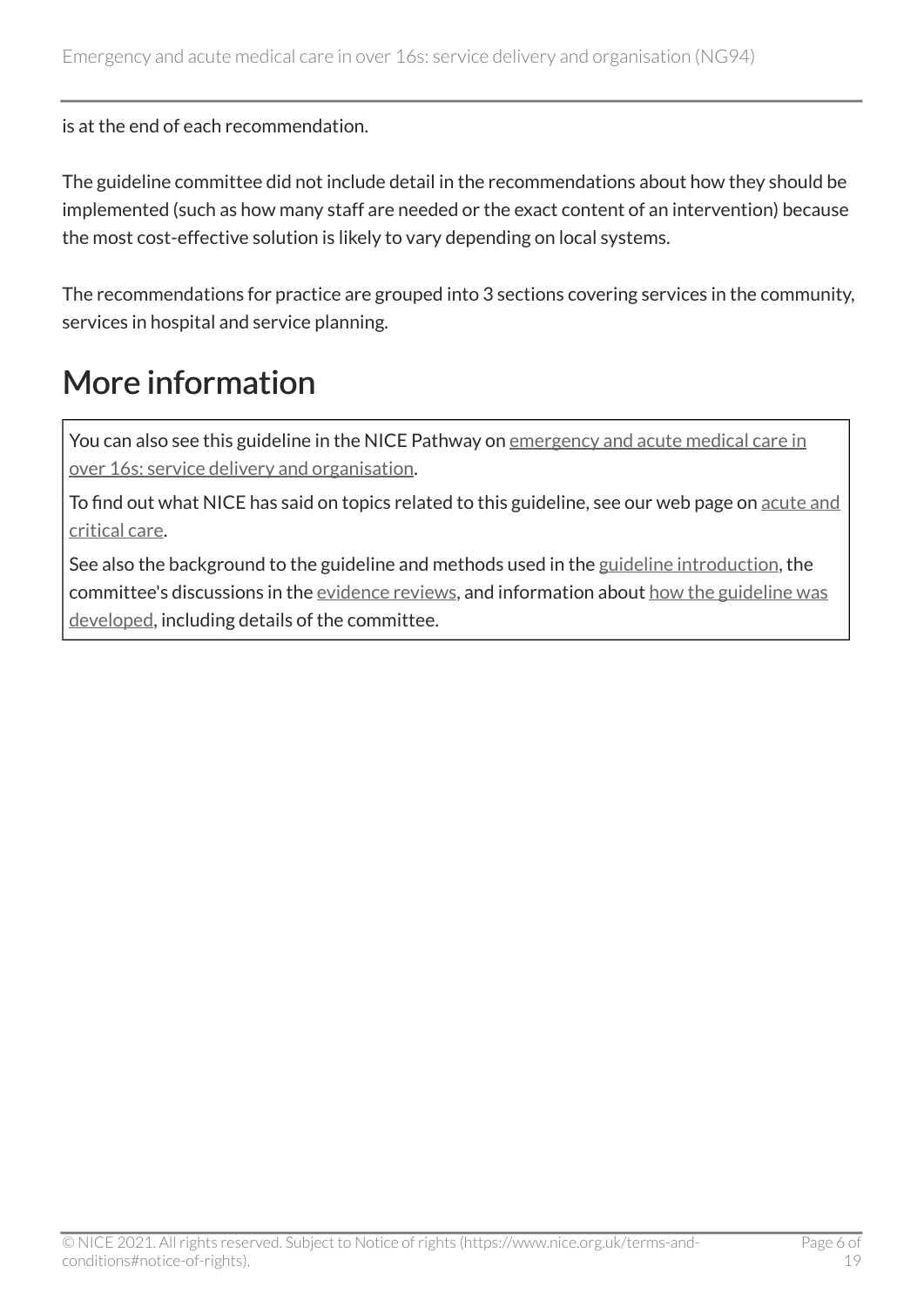is at the end of each recommendation.

The guideline committee did not include detail in the recommendations about how they should be implemented (such as how many staff are needed or the exact content of an intervention) because the most cost-effective solution is likely to vary depending on local systems.

The recommendations for practice are grouped into 3 sections covering services in the community, services in hospital and service planning.

# More information

You can also see this guideline in the NICE Pathway on emergency and acute medical care in over 16s: service delivery and organisation.

To find out what NICE has said on topics related to this guideline, see our web page on acute and critical care.

See also the background to the guideline and methods used in the guideline introduction, the committee's discussions in the evidence reviews, and information about how the guideline was developed, including details of the committee.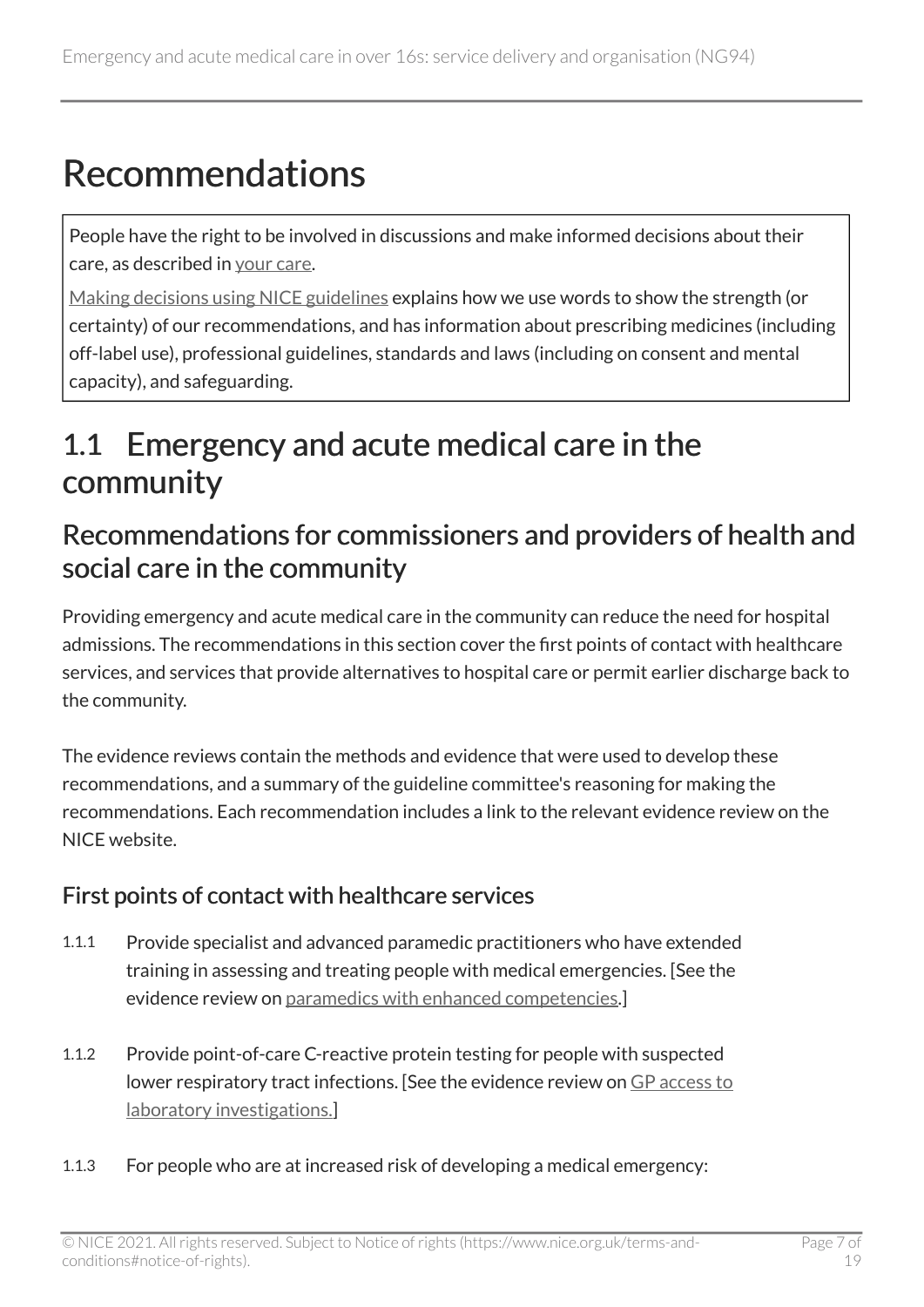# Recommendations

People have the right to be involved in discussions and make informed decisions about their care, as described in your care.

Making decisions using NICE guidelines explains how we use words to show the strength (or certainty) of our recommendations, and has information about prescribing medicines (including off-label use), professional guidelines, standards and laws (including on consent and mental capacity), and safeguarding.

## 1.1 Emergency and acute medical care in the community

### Recommendations for commissioners and providers of health and social care in the community

Providing emergency and acute medical care in the community can reduce the need for hospital admissions. The recommendations in this section cover the first points of contact with healthcare services, and services that provide alternatives to hospital care or permit earlier discharge back to the community.

The evidence reviews contain the methods and evidence that were used to develop these recommendations, and a summary of the guideline committee's reasoning for making the recommendations. Each recommendation includes a link to the relevant evidence review on the NICE website.

#### First points of contact with healthcare services

1.1.1 Provide specialist and advanced paramedic practitioners who have extended training in assessing and treating people with medical emergencies. [See the evidence review on paramedics with enhanced competencies.]

1.1.2 Provide point-of-care C-reactive protein testing for people with suspected lower respiratory tract infections. [See the evidence review on GP access to laboratory investigations.]

1.1.3 For people who are at increased risk of developing a medical emergency: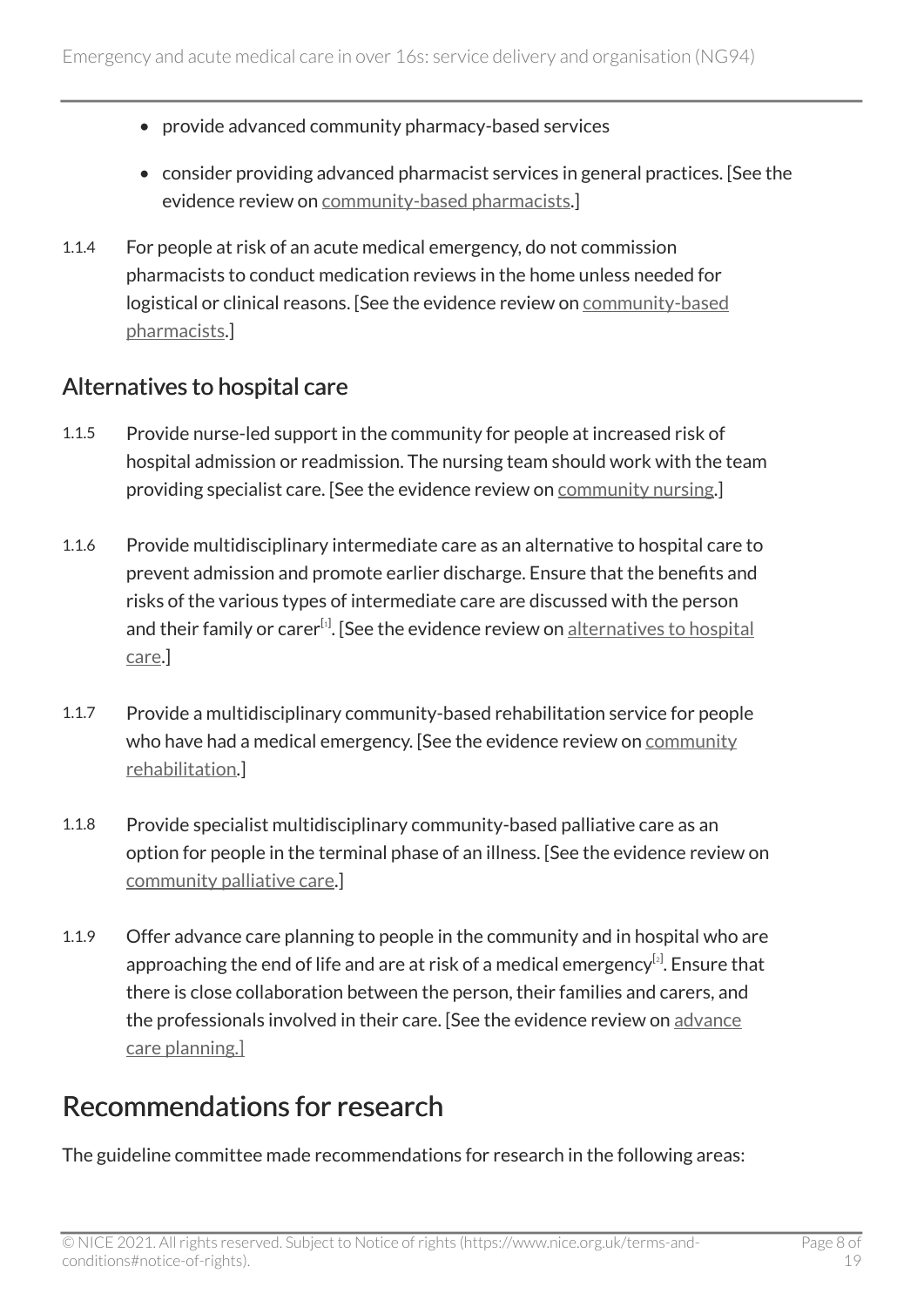- provide advanced community pharmacy-based services
- consider providing advanced pharmacist services in general practices. [See the evidence review on community-based pharmacists.]

1.1.4 For people at risk of an acute medical emergency, do not commission pharmacists to conduct medication reviews in the home unless needed for logistical or clinical reasons. [See the evidence review on community-based pharmacists.]

## Alternatives to hospital care

1.1.5 Provide nurse-led support in the community for people at increased risk of hospital admission or readmission. The nursing team should work with the team providing specialist care. [See the evidence review on community nursing.]

1.1.6 Provide multidisciplinary intermediate care as an alternative to hospital care to prevent admission and promote earlier discharge. Ensure that the benefits and risks of the various types of intermediate care are discussed with the person and their family or carer[1]. [See the evidence review on alternatives to hospital care.]

1.1.7 Provide a multidisciplinary community-based rehabilitation service for people who have had a medical emergency. [See the evidence review on community rehabilitation.]

1.1.8 Provide specialist multidisciplinary community-based palliative care as an option for people in the terminal phase of an illness. [See the evidence review on community palliative care.]

1.1.9 Offer advance care planning to people in the community and in hospital who are approaching the end of life and are at risk of a medical emergency[2]. Ensure that there is close collaboration between the person, their families and carers, and the professionals involved in their care. [See the evidence review on advance care planning.]

# Recommendations for research

The guideline committee made recommendations for research in the following areas: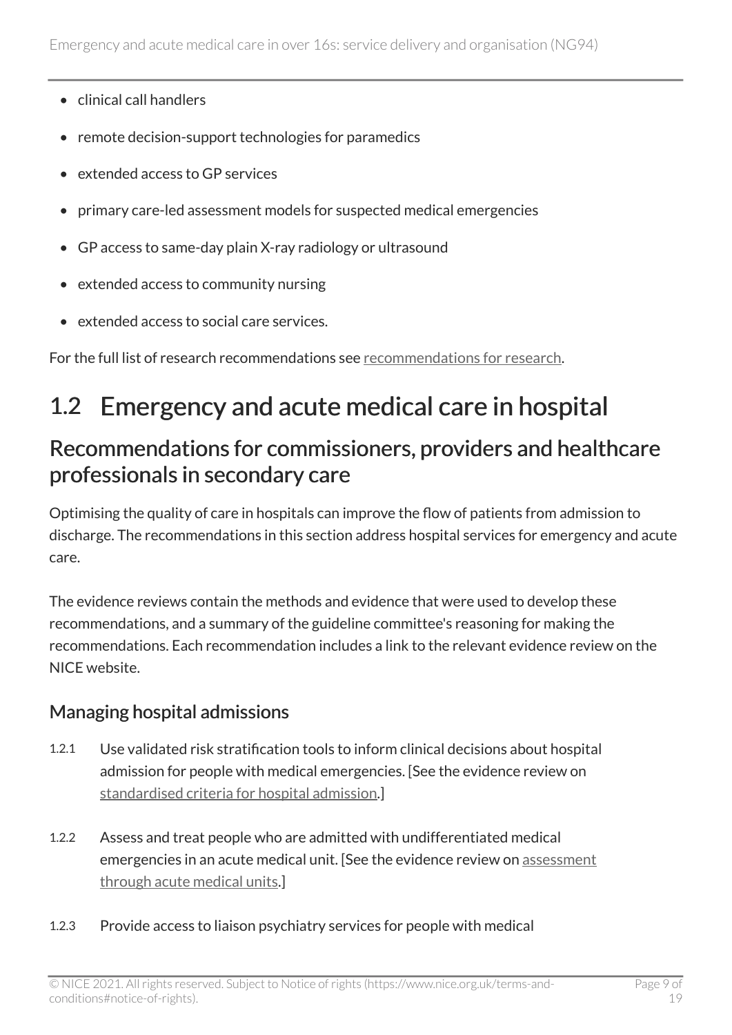- clinical call handlers
- remote decision-support technologies for paramedics
- extended access to GP services
- primary care-led assessment models for suspected medical emergencies
- GP access to same-day plain X-ray radiology or ultrasound
- extended access to community nursing
- extended access to social care services.

For the full list of research recommendations see recommendations for research.

# 1.2 Emergency and acute medical care in hospital

## Recommendations for commissioners, providers and healthcare professionals in secondary care

Optimising the quality of care in hospitals can improve the flow of patients from admission to discharge. The recommendations in this section address hospital services for emergency and acute care.

The evidence reviews contain the methods and evidence that were used to develop these recommendations, and a summary of the guideline committee's reasoning for making the recommendations. Each recommendation includes a link to the relevant evidence review on the NICE website.

### Managing hospital admissions

1.2.1 Use validated risk stratification tools to inform clinical decisions about hospital admission for people with medical emergencies. [See the evidence review on standardised criteria for hospital admission.]

1.2.2 Assess and treat people who are admitted with undifferentiated medical emergencies in an acute medical unit. [See the evidence review on assessment through acute medical units.]

1.2.3 Provide access to liaison psychiatry services for people with medical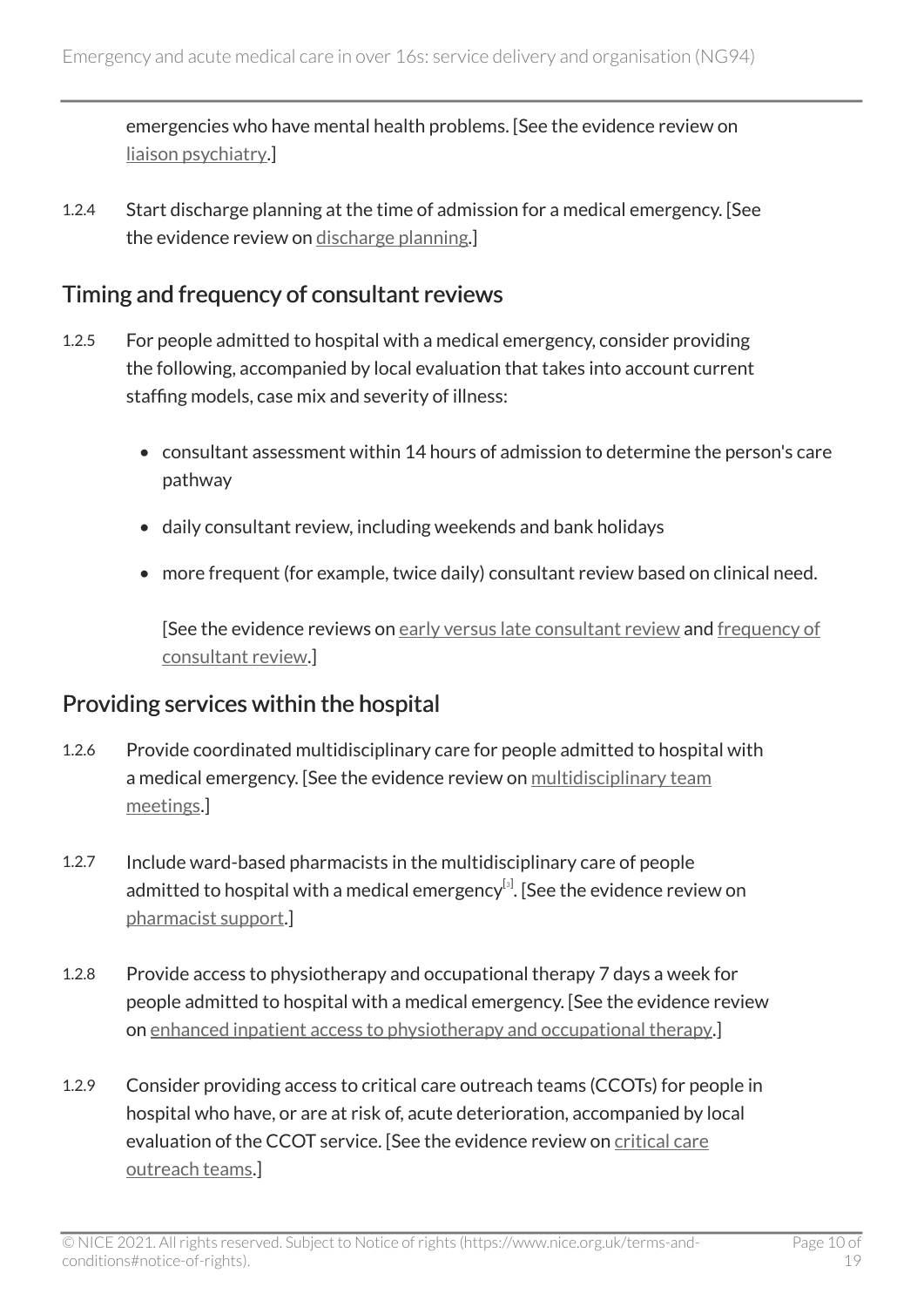emergencies who have mental health problems. [See the evidence review on liaison psychiatry.]

1.2.4 Start discharge planning at the time of admission for a medical emergency. [See the evidence review on discharge planning.]

## Timing and frequency of consultant reviews

1.2.5 For people admitted to hospital with a medical emergency, consider providing the following, accompanied by local evaluation that takes into account current staffing models, case mix and severity of illness:

- consultant assessment within 14 hours of admission to determine the person's care pathway
- daily consultant review, including weekends and bank holidays
- more frequent (for example, twice daily) consultant review based on clinical need.

  [See the evidence reviews on early versus late consultant review and frequency of consultant review.]

## Providing services within the hospital

1.2.6 Provide coordinated multidisciplinary care for people admitted to hospital with a medical emergency. [See the evidence review on multidisciplinary team meetings.]

1.2.7 Include ward-based pharmacists in the multidisciplinary care of people admitted to hospital with a medical emergency[3]. [See the evidence review on pharmacist support.]

1.2.8 Provide access to physiotherapy and occupational therapy 7 days a week for people admitted to hospital with a medical emergency. [See the evidence review on enhanced inpatient access to physiotherapy and occupational therapy.]

1.2.9 Consider providing access to critical care outreach teams (CCOTs) for people in hospital who have, or are at risk of, acute deterioration, accompanied by local evaluation of the CCOT service. [See the evidence review on critical care outreach teams.]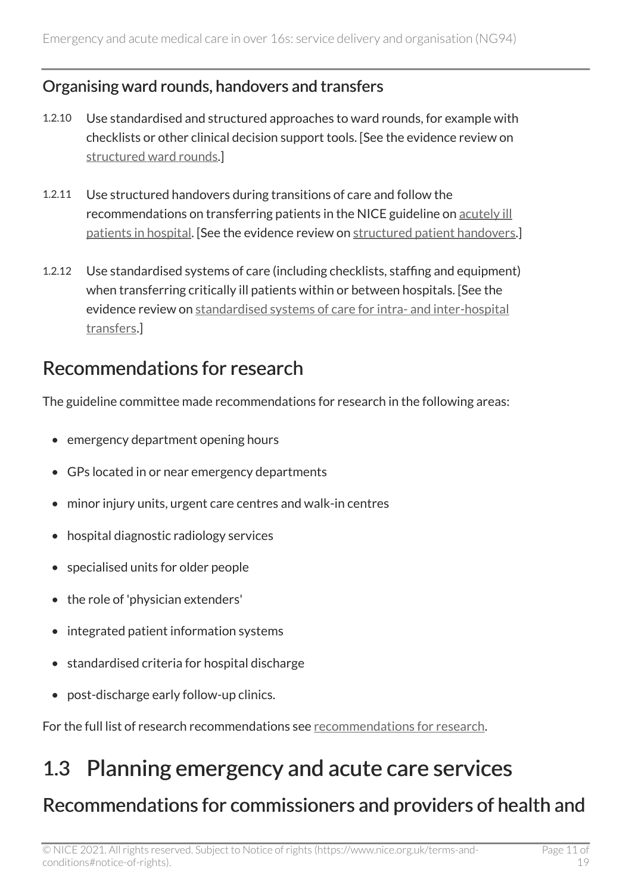### Organising ward rounds, handovers and transfers

1.2.10 Use standardised and structured approaches to ward rounds, for example with checklists or other clinical decision support tools. [See the evidence review on structured ward rounds.]

1.2.11 Use structured handovers during transitions of care and follow the recommendations on transferring patients in the NICE guideline on acutely ill patients in hospital. [See the evidence review on structured patient handovers.]

1.2.12 Use standardised systems of care (including checklists, staffing and equipment) when transferring critically ill patients within or between hospitals. [See the evidence review on standardised systems of care for intra- and inter-hospital transfers.]

## Recommendations for research

The guideline committee made recommendations for research in the following areas:

- emergency department opening hours
- GPs located in or near emergency departments
- minor injury units, urgent care centres and walk-in centres
- hospital diagnostic radiology services
- specialised units for older people
- the role of 'physician extenders'
- integrated patient information systems
- standardised criteria for hospital discharge
- post-discharge early follow-up clinics.

For the full list of research recommendations see recommendations for research.

# 1.3 Planning emergency and acute care services

## Recommendations for commissioners and providers of health and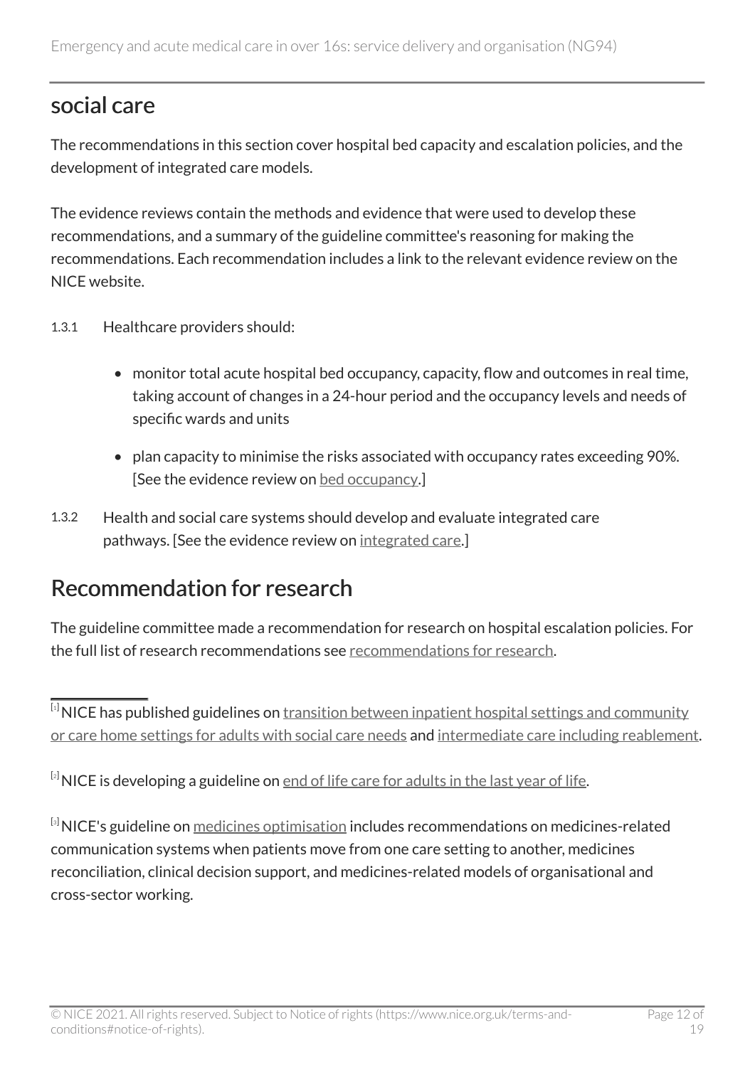## social care

The recommendations in this section cover hospital bed capacity and escalation policies, and the development of integrated care models.

The evidence reviews contain the methods and evidence that were used to develop these recommendations, and a summary of the guideline committee's reasoning for making the recommendations. Each recommendation includes a link to the relevant evidence review on the NICE website.

1.3.1 Healthcare providers should:

- monitor total acute hospital bed occupancy, capacity, flow and outcomes in real time, taking account of changes in a 24-hour period and the occupancy levels and needs of specific wards and units
- plan capacity to minimise the risks associated with occupancy rates exceeding 90%. [See the evidence review on bed occupancy.]

1.3.2 Health and social care systems should develop and evaluate integrated care pathways. [See the evidence review on integrated care.]

## Recommendation for research

The guideline committee made a recommendation for research on hospital escalation policies. For the full list of research recommendations see recommendations for research.

---

[1] NICE has published guidelines on transition between inpatient hospital settings and community or care home settings for adults with social care needs and intermediate care including reablement.

[2] NICE is developing a guideline on end of life care for adults in the last year of life.

[3] NICE's guideline on medicines optimisation includes recommendations on medicines-related communication systems when patients move from one care setting to another, medicines reconciliation, clinical decision support, and medicines-related models of organisational and cross-sector working.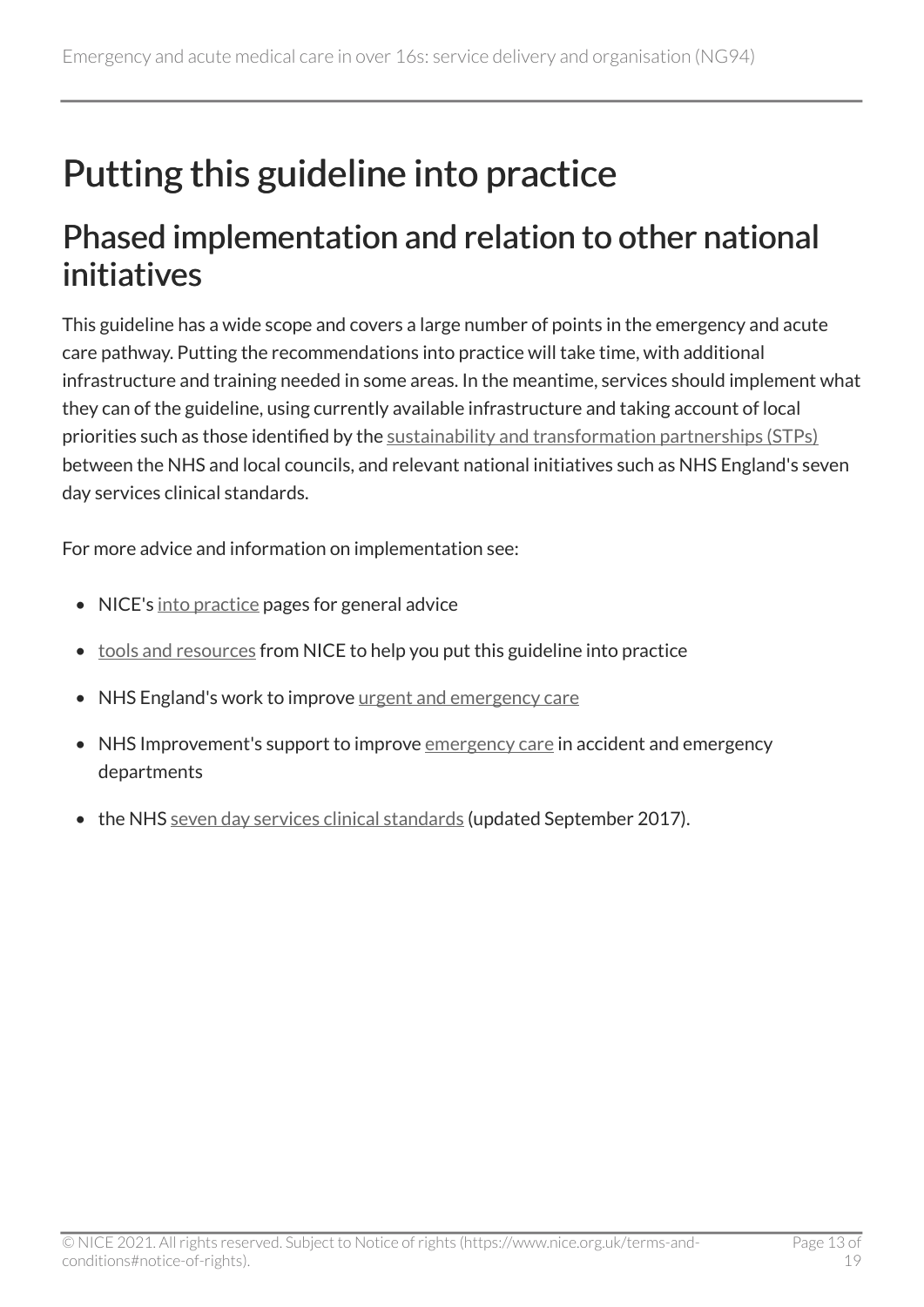# Putting this guideline into practice

## Phased implementation and relation to other national initiatives

This guideline has a wide scope and covers a large number of points in the emergency and acute care pathway. Putting the recommendations into practice will take time, with additional infrastructure and training needed in some areas. In the meantime, services should implement what they can of the guideline, using currently available infrastructure and taking account of local priorities such as those identified by the sustainability and transformation partnerships (STPs) between the NHS and local councils, and relevant national initiatives such as NHS England's seven day services clinical standards.

For more advice and information on implementation see:

- NICE's into practice pages for general advice
- tools and resources from NICE to help you put this guideline into practice
- NHS England's work to improve urgent and emergency care
- NHS Improvement's support to improve emergency care in accident and emergency departments
- the NHS seven day services clinical standards (updated September 2017).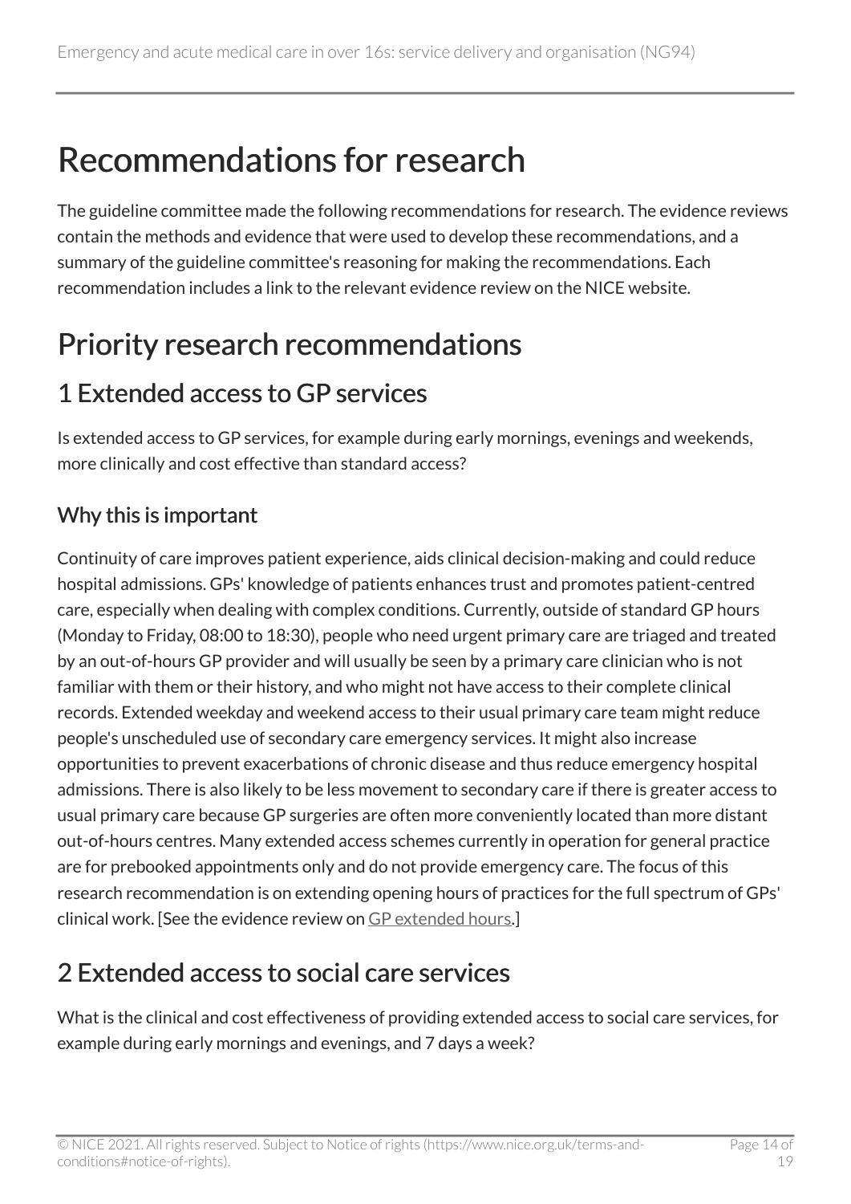# Recommendations for research

The guideline committee made the following recommendations for research. The evidence reviews contain the methods and evidence that were used to develop these recommendations, and a summary of the guideline committee's reasoning for making the recommendations. Each recommendation includes a link to the relevant evidence review on the NICE website.

## Priority research recommendations

### 1 Extended access to GP services

Is extended access to GP services, for example during early mornings, evenings and weekends, more clinically and cost effective than standard access?

#### Why this is important

Continuity of care improves patient experience, aids clinical decision-making and could reduce hospital admissions. GPs' knowledge of patients enhances trust and promotes patient-centred care, especially when dealing with complex conditions. Currently, outside of standard GP hours (Monday to Friday, 08:00 to 18:30), people who need urgent primary care are triaged and treated by an out-of-hours GP provider and will usually be seen by a primary care clinician who is not familiar with them or their history, and who might not have access to their complete clinical records. Extended weekday and weekend access to their usual primary care team might reduce people's unscheduled use of secondary care emergency services. It might also increase opportunities to prevent exacerbations of chronic disease and thus reduce emergency hospital admissions. There is also likely to be less movement to secondary care if there is greater access to usual primary care because GP surgeries are often more conveniently located than more distant out-of-hours centres. Many extended access schemes currently in operation for general practice are for prebooked appointments only and do not provide emergency care. The focus of this research recommendation is on extending opening hours of practices for the full spectrum of GPs' clinical work. [See the evidence review on GP extended hours.]

### 2 Extended access to social care services

What is the clinical and cost effectiveness of providing extended access to social care services, for example during early mornings and evenings, and 7 days a week?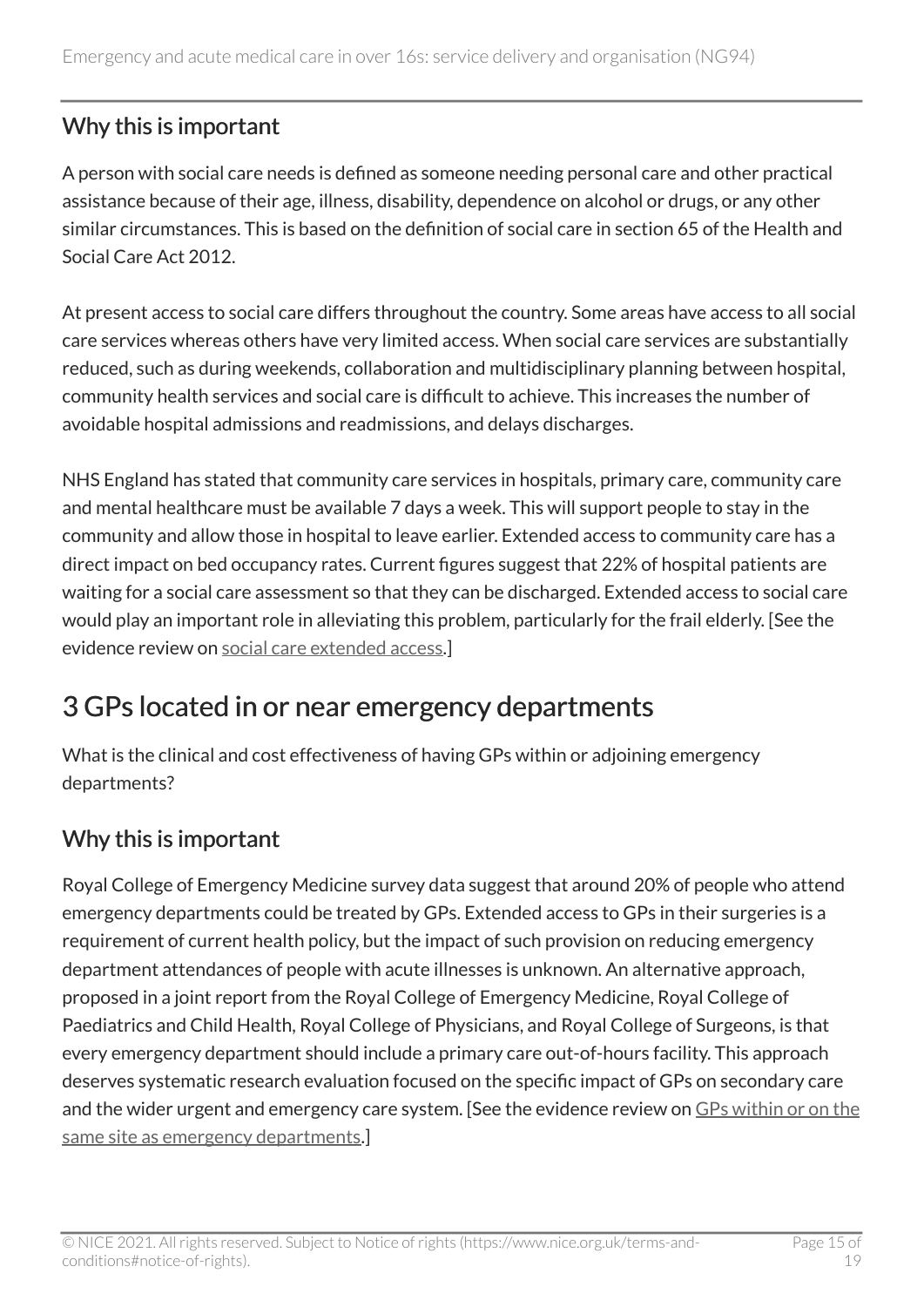### Why this is important

A person with social care needs is defined as someone needing personal care and other practical assistance because of their age, illness, disability, dependence on alcohol or drugs, or any other similar circumstances. This is based on the definition of social care in section 65 of the Health and Social Care Act 2012.

At present access to social care differs throughout the country. Some areas have access to all social care services whereas others have very limited access. When social care services are substantially reduced, such as during weekends, collaboration and multidisciplinary planning between hospital, community health services and social care is difficult to achieve. This increases the number of avoidable hospital admissions and readmissions, and delays discharges.

NHS England has stated that community care services in hospitals, primary care, community care and mental healthcare must be available 7 days a week. This will support people to stay in the community and allow those in hospital to leave earlier. Extended access to community care has a direct impact on bed occupancy rates. Current figures suggest that 22% of hospital patients are waiting for a social care assessment so that they can be discharged. Extended access to social care would play an important role in alleviating this problem, particularly for the frail elderly. [See the evidence review on social care extended access.]

## 3 GPs located in or near emergency departments

What is the clinical and cost effectiveness of having GPs within or adjoining emergency departments?

### Why this is important

Royal College of Emergency Medicine survey data suggest that around 20% of people who attend emergency departments could be treated by GPs. Extended access to GPs in their surgeries is a requirement of current health policy, but the impact of such provision on reducing emergency department attendances of people with acute illnesses is unknown. An alternative approach, proposed in a joint report from the Royal College of Emergency Medicine, Royal College of Paediatrics and Child Health, Royal College of Physicians, and Royal College of Surgeons, is that every emergency department should include a primary care out-of-hours facility. This approach deserves systematic research evaluation focused on the specific impact of GPs on secondary care and the wider urgent and emergency care system. [See the evidence review on GPs within or on the same site as emergency departments.]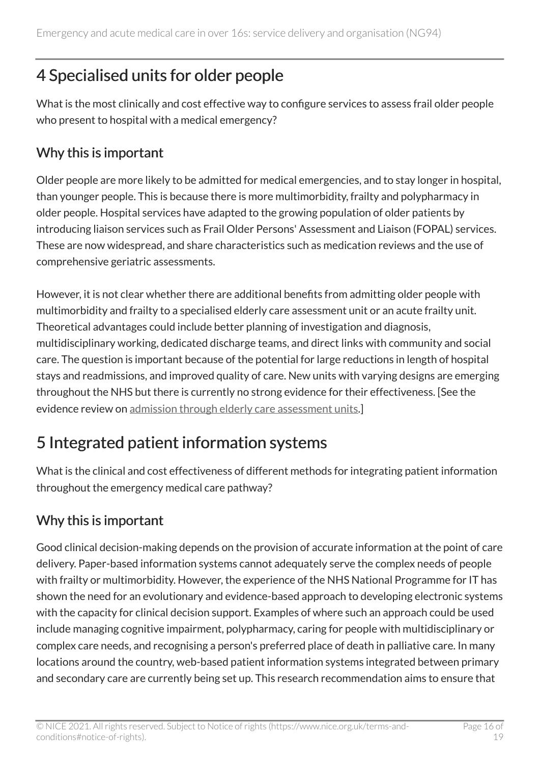## 4 Specialised units for older people

What is the most clinically and cost effective way to configure services to assess frail older people who present to hospital with a medical emergency?

### Why this is important

Older people are more likely to be admitted for medical emergencies, and to stay longer in hospital, than younger people. This is because there is more multimorbidity, frailty and polypharmacy in older people. Hospital services have adapted to the growing population of older patients by introducing liaison services such as Frail Older Persons' Assessment and Liaison (FOPAL) services. These are now widespread, and share characteristics such as medication reviews and the use of comprehensive geriatric assessments.

However, it is not clear whether there are additional benefits from admitting older people with multimorbidity and frailty to a specialised elderly care assessment unit or an acute frailty unit. Theoretical advantages could include better planning of investigation and diagnosis, multidisciplinary working, dedicated discharge teams, and direct links with community and social care. The question is important because of the potential for large reductions in length of hospital stays and readmissions, and improved quality of care. New units with varying designs are emerging throughout the NHS but there is currently no strong evidence for their effectiveness. [See the evidence review on admission through elderly care assessment units.]

## 5 Integrated patient information systems

What is the clinical and cost effectiveness of different methods for integrating patient information throughout the emergency medical care pathway?

### Why this is important

Good clinical decision-making depends on the provision of accurate information at the point of care delivery. Paper-based information systems cannot adequately serve the complex needs of people with frailty or multimorbidity. However, the experience of the NHS National Programme for IT has shown the need for an evolutionary and evidence-based approach to developing electronic systems with the capacity for clinical decision support. Examples of where such an approach could be used include managing cognitive impairment, polypharmacy, caring for people with multidisciplinary or complex care needs, and recognising a person's preferred place of death in palliative care. In many locations around the country, web-based patient information systems integrated between primary and secondary care are currently being set up. This research recommendation aims to ensure that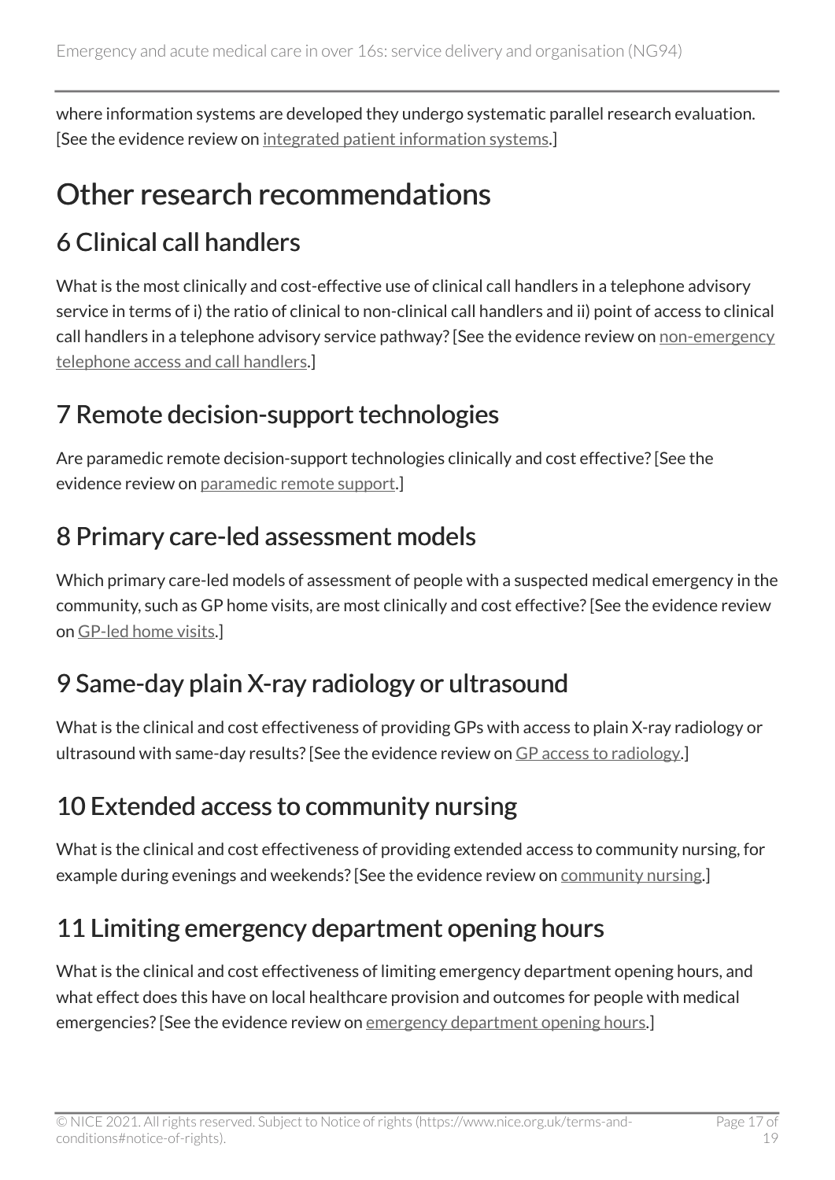where information systems are developed they undergo systematic parallel research evaluation. [See the evidence review on integrated patient information systems.]

# Other research recommendations

## 6 Clinical call handlers

What is the most clinically and cost-effective use of clinical call handlers in a telephone advisory service in terms of i) the ratio of clinical to non-clinical call handlers and ii) point of access to clinical call handlers in a telephone advisory service pathway? [See the evidence review on non-emergency telephone access and call handlers.]

## 7 Remote decision-support technologies

Are paramedic remote decision-support technologies clinically and cost effective? [See the evidence review on paramedic remote support.]

## 8 Primary care-led assessment models

Which primary care-led models of assessment of people with a suspected medical emergency in the community, such as GP home visits, are most clinically and cost effective? [See the evidence review on GP-led home visits.]

## 9 Same-day plain X-ray radiology or ultrasound

What is the clinical and cost effectiveness of providing GPs with access to plain X-ray radiology or ultrasound with same-day results? [See the evidence review on GP access to radiology.]

## 10 Extended access to community nursing

What is the clinical and cost effectiveness of providing extended access to community nursing, for example during evenings and weekends? [See the evidence review on community nursing.]

## 11 Limiting emergency department opening hours

What is the clinical and cost effectiveness of limiting emergency department opening hours, and what effect does this have on local healthcare provision and outcomes for people with medical emergencies? [See the evidence review on emergency department opening hours.]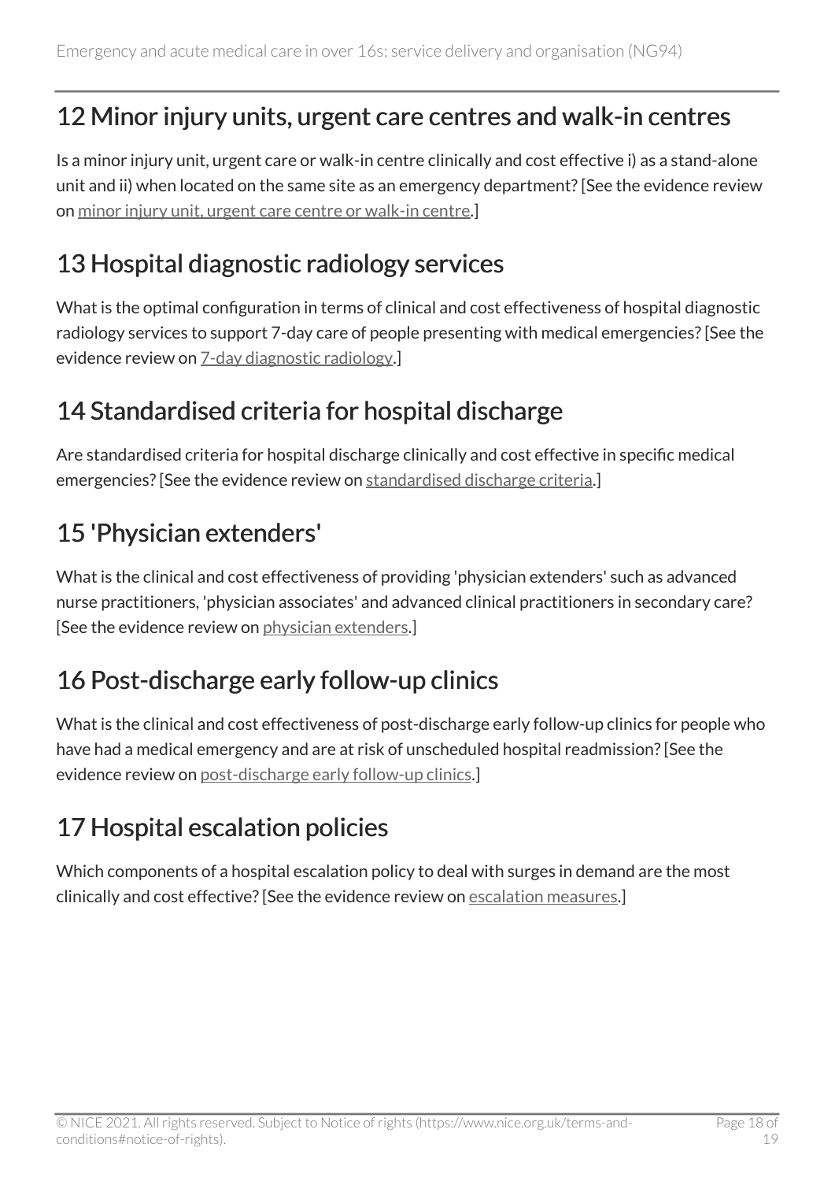## 12 Minor injury units, urgent care centres and walk-in centres

Is a minor injury unit, urgent care or walk-in centre clinically and cost effective i) as a stand-alone unit and ii) when located on the same site as an emergency department? [See the evidence review on minor injury unit, urgent care centre or walk-in centre.]

## 13 Hospital diagnostic radiology services

What is the optimal configuration in terms of clinical and cost effectiveness of hospital diagnostic radiology services to support 7-day care of people presenting with medical emergencies? [See the evidence review on 7-day diagnostic radiology.]

## 14 Standardised criteria for hospital discharge

Are standardised criteria for hospital discharge clinically and cost effective in specific medical emergencies? [See the evidence review on standardised discharge criteria.]

## 15 'Physician extenders'

What is the clinical and cost effectiveness of providing 'physician extenders' such as advanced nurse practitioners, 'physician associates' and advanced clinical practitioners in secondary care? [See the evidence review on physician extenders.]

## 16 Post-discharge early follow-up clinics

What is the clinical and cost effectiveness of post-discharge early follow-up clinics for people who have had a medical emergency and are at risk of unscheduled hospital readmission? [See the evidence review on post-discharge early follow-up clinics.]

## 17 Hospital escalation policies

Which components of a hospital escalation policy to deal with surges in demand are the most clinically and cost effective? [See the evidence review on escalation measures.]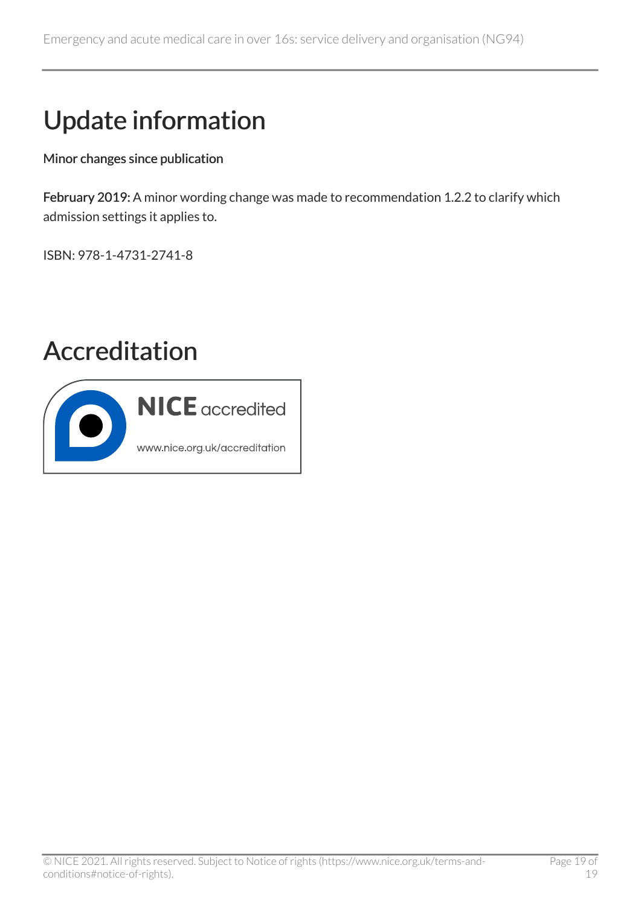# Update information

**Minor changes since publication**

**February 2019:** A minor wording change was made to recommendation 1.2.2 to clarify which admission settings it applies to.

ISBN: 978-1-4731-2741-8

# Accreditation

NICE accredited

www.nice.org.uk/accreditation